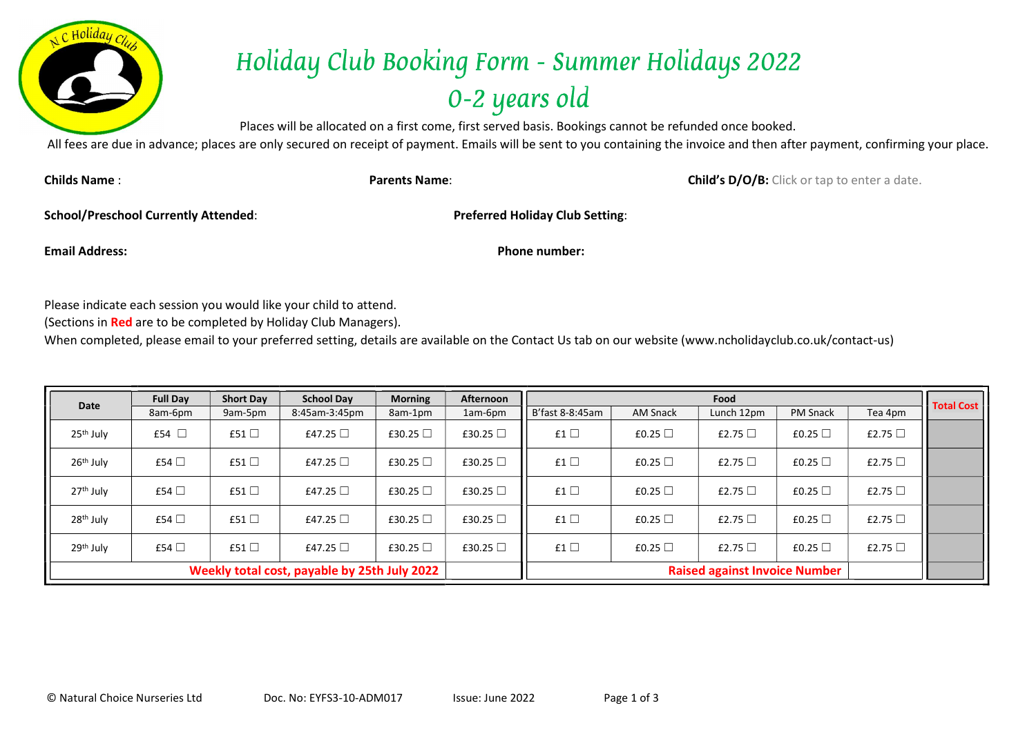# Holiday Club Booking Form - Summer Holidays 2022
## 0-2 years old

Places will be allocated on a first come, first served basis. Bookings cannot be refunded once booked.

All fees are due in advance; places are only secured on receipt of payment. Emails will be sent to you containing the invoice and then after payment, confirming your place.

**Childs Name** : **Parents Name**: **Child's D/O/B:** Click or tap to enter a date.

**School/Preschool Currently Attended**: **Preferred Holiday Club Setting**:

**Email Address:** **Phone number:**

Please indicate each session you would like your child to attend.
(Sections in **Red** are to be completed by Holiday Club Managers).
When completed, please email to your preferred setting, details are available on the Contact Us tab on our website (www.ncholidayclub.co.uk/contact-us)

| Date | Full Day | Short Day | School Day | Morning | Afternoon | Food | | | | | Total Cost |
|---|---|---|---|---|---|---|---|---|---|---|---|
| | 8am-6pm | 9am-5pm | 8:45am-3:45pm | 8am-1pm | 1am-6pm | B'fast 8-8:45am | AM Snack | Lunch 12pm | PM Snack | Tea 4pm | |
| 25th July | £54 ☐ | £51 ☐ | £47.25 ☐ | £30.25 ☐ | £30.25 ☐ | £1 ☐ | £0.25 ☐ | £2.75 ☐ | £0.25 ☐ | £2.75 ☐ | |
| 26th July | £54 ☐ | £51 ☐ | £47.25 ☐ | £30.25 ☐ | £30.25 ☐ | £1 ☐ | £0.25 ☐ | £2.75 ☐ | £0.25 ☐ | £2.75 ☐ | |
| 27th July | £54 ☐ | £51 ☐ | £47.25 ☐ | £30.25 ☐ | £30.25 ☐ | £1 ☐ | £0.25 ☐ | £2.75 ☐ | £0.25 ☐ | £2.75 ☐ | |
| 28th July | £54 ☐ | £51 ☐ | £47.25 ☐ | £30.25 ☐ | £30.25 ☐ | £1 ☐ | £0.25 ☐ | £2.75 ☐ | £0.25 ☐ | £2.75 ☐ | |
| 29th July | £54 ☐ | £51 ☐ | £47.25 ☐ | £30.25 ☐ | £30.25 ☐ | £1 ☐ | £0.25 ☐ | £2.75 ☐ | £0.25 ☐ | £2.75 ☐ | |
| Weekly total cost, payable by 25th July 2022 | | | | | | Raised against Invoice Number | | | | | |

© Natural Choice Nurseries Ltd Doc. No: EYFS3-10-ADM017 Issue: June 2022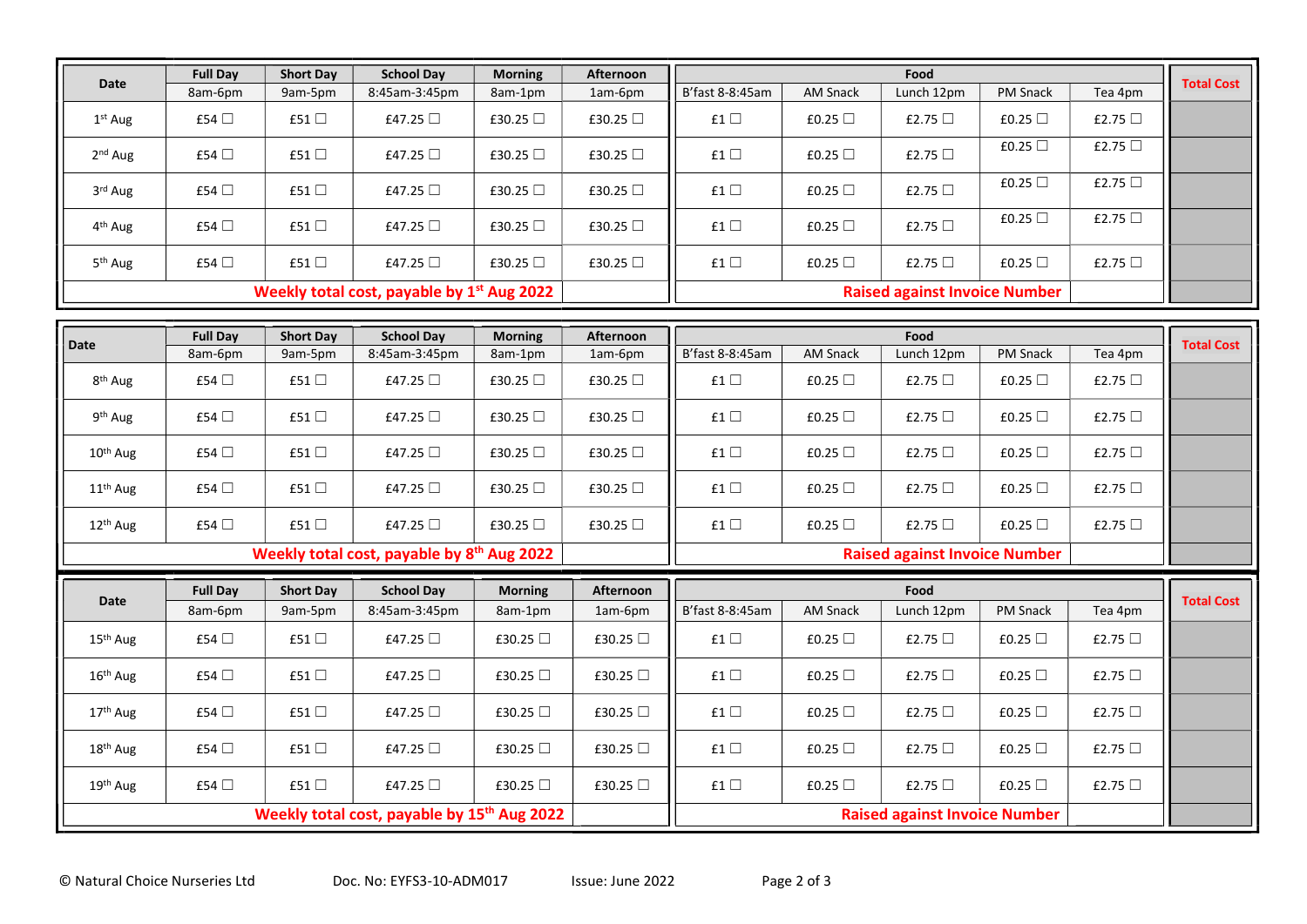| Date | Full Day | Short Day | School Day | Morning | Afternoon | Food | | | | | Total Cost |
|---|---|---|---|---|---|---|---|---|---|---|---|
| | 8am-6pm | 9am-5pm | 8:45am-3:45pm | 8am-1pm | 1am-6pm | B'fast 8-8:45am | AM Snack | Lunch 12pm | PM Snack | Tea 4pm | |
| 1st Aug | £54 ☐ | £51 ☐ | £47.25 ☐ | £30.25 ☐ | £30.25 ☐ | £1 ☐ | £0.25 ☐ | £2.75 ☐ | £0.25 ☐ | £2.75 ☐ | |
| 2nd Aug | £54 ☐ | £51 ☐ | £47.25 ☐ | £30.25 ☐ | £30.25 ☐ | £1 ☐ | £0.25 ☐ | £2.75 ☐ | £0.25 ☐ | £2.75 ☐ | |
| 3rd Aug | £54 ☐ | £51 ☐ | £47.25 ☐ | £30.25 ☐ | £30.25 ☐ | £1 ☐ | £0.25 ☐ | £2.75 ☐ | £0.25 ☐ | £2.75 ☐ | |
| 4th Aug | £54 ☐ | £51 ☐ | £47.25 ☐ | £30.25 ☐ | £30.25 ☐ | £1 ☐ | £0.25 ☐ | £2.75 ☐ | £0.25 ☐ | £2.75 ☐ | |
| 5th Aug | £54 ☐ | £51 ☐ | £47.25 ☐ | £30.25 ☐ | £30.25 ☐ | £1 ☐ | £0.25 ☐ | £2.75 ☐ | £0.25 ☐ | £2.75 ☐ | |
| **Weekly total cost, payable by 1st Aug 2022** | | | | | | **Raised against Invoice Number** | | | | | |

| Date | Full Day | Short Day | School Day | Morning | Afternoon | Food | | | | | Total Cost |
|---|---|---|---|---|---|---|---|---|---|---|---|
| | 8am-6pm | 9am-5pm | 8:45am-3:45pm | 8am-1pm | 1am-6pm | B'fast 8-8:45am | AM Snack | Lunch 12pm | PM Snack | Tea 4pm | |
| 8th Aug | £54 ☐ | £51 ☐ | £47.25 ☐ | £30.25 ☐ | £30.25 ☐ | £1 ☐ | £0.25 ☐ | £2.75 ☐ | £0.25 ☐ | £2.75 ☐ | |
| 9th Aug | £54 ☐ | £51 ☐ | £47.25 ☐ | £30.25 ☐ | £30.25 ☐ | £1 ☐ | £0.25 ☐ | £2.75 ☐ | £0.25 ☐ | £2.75 ☐ | |
| 10th Aug | £54 ☐ | £51 ☐ | £47.25 ☐ | £30.25 ☐ | £30.25 ☐ | £1 ☐ | £0.25 ☐ | £2.75 ☐ | £0.25 ☐ | £2.75 ☐ | |
| 11th Aug | £54 ☐ | £51 ☐ | £47.25 ☐ | £30.25 ☐ | £30.25 ☐ | £1 ☐ | £0.25 ☐ | £2.75 ☐ | £0.25 ☐ | £2.75 ☐ | |
| 12th Aug | £54 ☐ | £51 ☐ | £47.25 ☐ | £30.25 ☐ | £30.25 ☐ | £1 ☐ | £0.25 ☐ | £2.75 ☐ | £0.25 ☐ | £2.75 ☐ | |
| **Weekly total cost, payable by 8th Aug 2022** | | | | | | **Raised against Invoice Number** | | | | | |

| Date | Full Day | Short Day | School Day | Morning | Afternoon | Food | | | | | Total Cost |
|---|---|---|---|---|---|---|---|---|---|---|---|
| | 8am-6pm | 9am-5pm | 8:45am-3:45pm | 8am-1pm | 1am-6pm | B'fast 8-8:45am | AM Snack | Lunch 12pm | PM Snack | Tea 4pm | |
| 15th Aug | £54 ☐ | £51 ☐ | £47.25 ☐ | £30.25 ☐ | £30.25 ☐ | £1 ☐ | £0.25 ☐ | £2.75 ☐ | £0.25 ☐ | £2.75 ☐ | |
| 16th Aug | £54 ☐ | £51 ☐ | £47.25 ☐ | £30.25 ☐ | £30.25 ☐ | £1 ☐ | £0.25 ☐ | £2.75 ☐ | £0.25 ☐ | £2.75 ☐ | |
| 17th Aug | £54 ☐ | £51 ☐ | £47.25 ☐ | £30.25 ☐ | £30.25 ☐ | £1 ☐ | £0.25 ☐ | £2.75 ☐ | £0.25 ☐ | £2.75 ☐ | |
| 18th Aug | £54 ☐ | £51 ☐ | £47.25 ☐ | £30.25 ☐ | £30.25 ☐ | £1 ☐ | £0.25 ☐ | £2.75 ☐ | £0.25 ☐ | £2.75 ☐ | |
| 19th Aug | £54 ☐ | £51 ☐ | £47.25 ☐ | £30.25 ☐ | £30.25 ☐ | £1 ☐ | £0.25 ☐ | £2.75 ☐ | £0.25 ☐ | £2.75 ☐ | |
| **Weekly total cost, payable by 15th Aug 2022** | | | | | | **Raised against Invoice Number** | | | | | |

© Natural Choice Nurseries Ltd Doc. No: EYFS3-10-ADM017 Issue: June 2022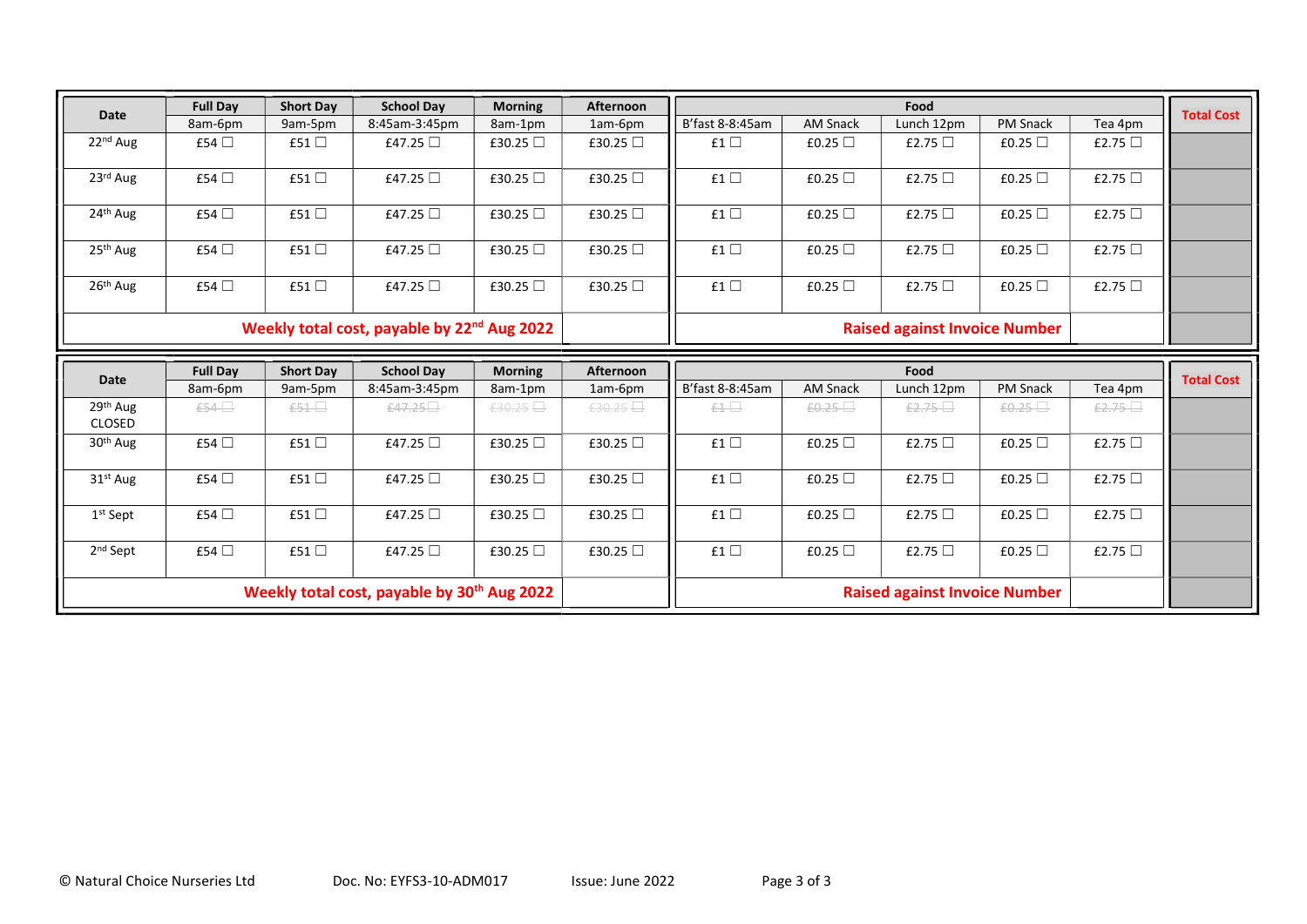| Date | Full Day | Short Day | School Day | Morning | Afternoon | Food | | | | | Total Cost |
|---|---|---|---|---|---|---|---|---|---|---|---|
| | 8am-6pm | 9am-5pm | 8:45am-3:45pm | 8am-1pm | 1am-6pm | B'fast 8-8:45am | AM Snack | Lunch 12pm | PM Snack | Tea 4pm | |
| 22nd Aug | £54 ☐ | £51 ☐ | £47.25 ☐ | £30.25 ☐ | £30.25 ☐ | £1 ☐ | £0.25 ☐ | £2.75 ☐ | £0.25 ☐ | £2.75 ☐ | |
| 23rd Aug | £54 ☐ | £51 ☐ | £47.25 ☐ | £30.25 ☐ | £30.25 ☐ | £1 ☐ | £0.25 ☐ | £2.75 ☐ | £0.25 ☐ | £2.75 ☐ | |
| 24th Aug | £54 ☐ | £51 ☐ | £47.25 ☐ | £30.25 ☐ | £30.25 ☐ | £1 ☐ | £0.25 ☐ | £2.75 ☐ | £0.25 ☐ | £2.75 ☐ | |
| 25th Aug | £54 ☐ | £51 ☐ | £47.25 ☐ | £30.25 ☐ | £30.25 ☐ | £1 ☐ | £0.25 ☐ | £2.75 ☐ | £0.25 ☐ | £2.75 ☐ | |
| 26th Aug | £54 ☐ | £51 ☐ | £47.25 ☐ | £30.25 ☐ | £30.25 ☐ | £1 ☐ | £0.25 ☐ | £2.75 ☐ | £0.25 ☐ | £2.75 ☐ | |
| **Weekly total cost, payable by 22nd Aug 2022** | | | | | | **Raised against Invoice Number** | | | | | |

| Date | Full Day | Short Day | School Day | Morning | Afternoon | Food | | | | | Total Cost |
|---|---|---|---|---|---|---|---|---|---|---|---|
| | 8am-6pm | 9am-5pm | 8:45am-3:45pm | 8am-1pm | 1am-6pm | B'fast 8-8:45am | AM Snack | Lunch 12pm | PM Snack | Tea 4pm | |
| 29th Aug CLOSED | ~~£54 ☐~~ | ~~£51 ☐~~ | ~~£47.25 ☐~~ | ~~£30.25 ☐~~ | ~~£30.25 ☐~~ | ~~£1 ☐~~ | ~~£0.25 ☐~~ | ~~£2.75 ☐~~ | ~~£0.25 ☐~~ | ~~£2.75 ☐~~ | |
| 30th Aug | £54 ☐ | £51 ☐ | £47.25 ☐ | £30.25 ☐ | £30.25 ☐ | £1 ☐ | £0.25 ☐ | £2.75 ☐ | £0.25 ☐ | £2.75 ☐ | |
| 31st Aug | £54 ☐ | £51 ☐ | £47.25 ☐ | £30.25 ☐ | £30.25 ☐ | £1 ☐ | £0.25 ☐ | £2.75 ☐ | £0.25 ☐ | £2.75 ☐ | |
| 1st Sept | £54 ☐ | £51 ☐ | £47.25 ☐ | £30.25 ☐ | £30.25 ☐ | £1 ☐ | £0.25 ☐ | £2.75 ☐ | £0.25 ☐ | £2.75 ☐ | |
| 2nd Sept | £54 ☐ | £51 ☐ | £47.25 ☐ | £30.25 ☐ | £30.25 ☐ | £1 ☐ | £0.25 ☐ | £2.75 ☐ | £0.25 ☐ | £2.75 ☐ | |
| **Weekly total cost, payable by 30th Aug 2022** | | | | | | **Raised against Invoice Number** | | | | | |

© Natural Choice Nurseries Ltd   Doc. No: EYFS3-10-ADM017   Issue: June 2022